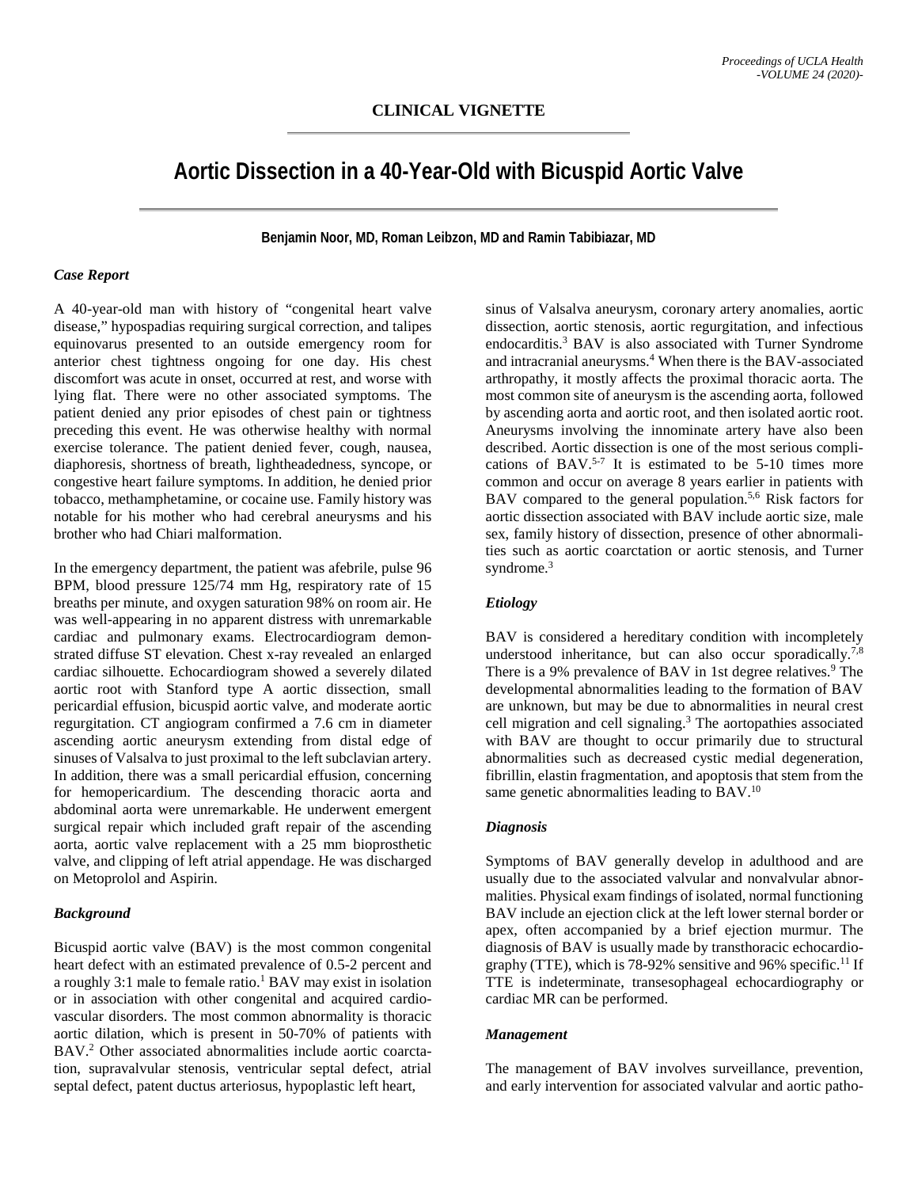**CLINICAL VIGNETTE**

# Aortic Dissection in a 40-Year-Old with Bicuspid Aortic Valve

**Benjamin Noor, MD, Roman Leibzon, MD and Ramin Tabibiazar, MD**

### *Case Report*

A 40-year-old man with history of "congenital heart valve disease," hypospadias requiring surgical correction, and talipes equinovarus presented to an outside emergency room for anterior chest tightness ongoing for one day. His chest discomfort was acute in onset, occurred at rest, and worse with lying flat. There were no other associated symptoms. The patient denied any prior episodes of chest pain or tightness preceding this event. He was otherwise healthy with normal exercise tolerance. The patient denied fever, cough, nausea, diaphoresis, shortness of breath, lightheadedness, syncope, or congestive heart failure symptoms. In addition, he denied prior tobacco, methamphetamine, or cocaine use. Family history was notable for his mother who had cerebral aneurysms and his brother who had Chiari malformation.

In the emergency department, the patient was afebrile, pulse 96 BPM, blood pressure 125/74 mm Hg, respiratory rate of 15 breaths per minute, and oxygen saturation 98% on room air. He was well-appearing in no apparent distress with unremarkable cardiac and pulmonary exams. Electrocardiogram demonstrated diffuse ST elevation. Chest x-ray revealed an enlarged cardiac silhouette. Echocardiogram showed a severely dilated aortic root with Stanford type A aortic dissection, small pericardial effusion, bicuspid aortic valve, and moderate aortic regurgitation. CT angiogram confirmed a 7.6 cm in diameter ascending aortic aneurysm extending from distal edge of sinuses of Valsalva to just proximal to the left subclavian artery. In addition, there was a small pericardial effusion, concerning for hemopericardium. The descending thoracic aorta and abdominal aorta were unremarkable. He underwent emergent surgical repair which included graft repair of the ascending aorta, aortic valve replacement with a 25 mm bioprosthetic valve, and clipping of left atrial appendage. He was discharged on Metoprolol and Aspirin.

### *Background*

Bicuspid aortic valve (BAV) is the most common congenital heart defect with an estimated prevalence of 0.5-2 percent and a roughly 3:1 male to female ratio.[1] BAV may exist in isolation or in association with other congenital and acquired cardiovascular disorders. The most common abnormality is thoracic aortic dilation, which is present in 50-70% of patients with BAV.[2] Other associated abnormalities include aortic coarctation, supravalvular stenosis, ventricular septal defect, atrial septal defect, patent ductus arteriosus, hypoplastic left heart, sinus of Valsalva aneurysm, coronary artery anomalies, aortic dissection, aortic stenosis, aortic regurgitation, and infectious endocarditis.[3] BAV is also associated with Turner Syndrome and intracranial aneurysms.[4] When there is the BAV-associated arthropathy, it mostly affects the proximal thoracic aorta. The most common site of aneurysm is the ascending aorta, followed by ascending aorta and aortic root, and then isolated aortic root. Aneurysms involving the innominate artery have also been described. Aortic dissection is one of the most serious complications of BAV.[5-7] It is estimated to be 5-10 times more common and occur on average 8 years earlier in patients with BAV compared to the general population.[5,6] Risk factors for aortic dissection associated with BAV include aortic size, male sex, family history of dissection, presence of other abnormalities such as aortic coarctation or aortic stenosis, and Turner syndrome.[3]

### *Etiology*

BAV is considered a hereditary condition with incompletely understood inheritance, but can also occur sporadically.[7,8] There is a 9% prevalence of BAV in 1st degree relatives.[9] The developmental abnormalities leading to the formation of BAV are unknown, but may be due to abnormalities in neural crest cell migration and cell signaling.[3] The aortopathies associated with BAV are thought to occur primarily due to structural abnormalities such as decreased cystic medial degeneration, fibrillin, elastin fragmentation, and apoptosis that stem from the same genetic abnormalities leading to BAV.[10]

### *Diagnosis*

Symptoms of BAV generally develop in adulthood and are usually due to the associated valvular and nonvalvular abnormalities. Physical exam findings of isolated, normal functioning BAV include an ejection click at the left lower sternal border or apex, often accompanied by a brief ejection murmur. The diagnosis of BAV is usually made by transthoracic echocardiography (TTE), which is 78-92% sensitive and 96% specific.[11] If TTE is indeterminate, transesophageal echocardiography or cardiac MR can be performed.

### *Management*

The management of BAV involves surveillance, prevention, and early intervention for associated valvular and aortic patho-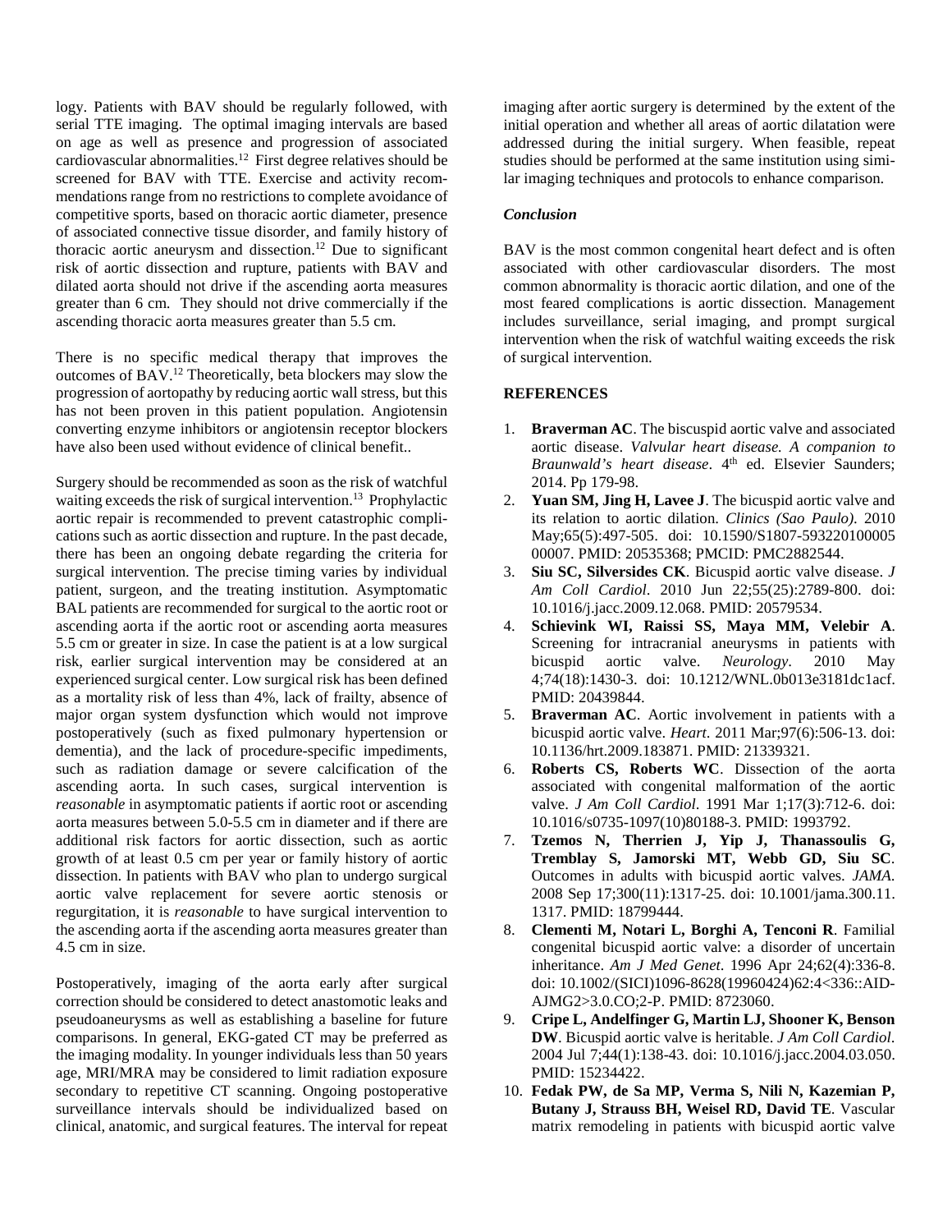logy. Patients with BAV should be regularly followed, with serial TTE imaging. The optimal imaging intervals are based on age as well as presence and progression of associated cardiovascular abnormalities.[12] First degree relatives should be screened for BAV with TTE. Exercise and activity recommendations range from no restrictions to complete avoidance of competitive sports, based on thoracic aortic diameter, presence of associated connective tissue disorder, and family history of thoracic aortic aneurysm and dissection.[12] Due to significant risk of aortic dissection and rupture, patients with BAV and dilated aorta should not drive if the ascending aorta measures greater than 6 cm. They should not drive commercially if the ascending thoracic aorta measures greater than 5.5 cm.

There is no specific medical therapy that improves the outcomes of BAV.[12] Theoretically, beta blockers may slow the progression of aortopathy by reducing aortic wall stress, but this has not been proven in this patient population. Angiotensin converting enzyme inhibitors or angiotensin receptor blockers have also been used without evidence of clinical benefit..

Surgery should be recommended as soon as the risk of watchful waiting exceeds the risk of surgical intervention.[13] Prophylactic aortic repair is recommended to prevent catastrophic complications such as aortic dissection and rupture. In the past decade, there has been an ongoing debate regarding the criteria for surgical intervention. The precise timing varies by individual patient, surgeon, and the treating institution. Asymptomatic BAL patients are recommended for surgical to the aortic root or ascending aorta if the aortic root or ascending aorta measures 5.5 cm or greater in size. In case the patient is at a low surgical risk, earlier surgical intervention may be considered at an experienced surgical center. Low surgical risk has been defined as a mortality risk of less than 4%, lack of frailty, absence of major organ system dysfunction which would not improve postoperatively (such as fixed pulmonary hypertension or dementia), and the lack of procedure-specific impediments, such as radiation damage or severe calcification of the ascending aorta. In such cases, surgical intervention is *reasonable* in asymptomatic patients if aortic root or ascending aorta measures between 5.0-5.5 cm in diameter and if there are additional risk factors for aortic dissection, such as aortic growth of at least 0.5 cm per year or family history of aortic dissection. In patients with BAV who plan to undergo surgical aortic valve replacement for severe aortic stenosis or regurgitation, it is *reasonable* to have surgical intervention to the ascending aorta if the ascending aorta measures greater than 4.5 cm in size.

Postoperatively, imaging of the aorta early after surgical correction should be considered to detect anastomotic leaks and pseudoaneurysms as well as establishing a baseline for future comparisons. In general, EKG-gated CT may be preferred as the imaging modality. In younger individuals less than 50 years age, MRI/MRA may be considered to limit radiation exposure secondary to repetitive CT scanning. Ongoing postoperative surveillance intervals should be individualized based on clinical, anatomic, and surgical features. The interval for repeat imaging after aortic surgery is determined by the extent of the initial operation and whether all areas of aortic dilatation were addressed during the initial surgery. When feasible, repeat studies should be performed at the same institution using similar imaging techniques and protocols to enhance comparison.

### *Conclusion*

BAV is the most common congenital heart defect and is often associated with other cardiovascular disorders. The most common abnormality is thoracic aortic dilation, and one of the most feared complications is aortic dissection. Management includes surveillance, serial imaging, and prompt surgical intervention when the risk of watchful waiting exceeds the risk of surgical intervention.

## REFERENCES

1. **Braverman AC**. The biscuspid aortic valve and associated aortic disease. *Valvular heart disease. A companion to Braunwald's heart disease*. 4th ed. Elsevier Saunders; 2014. Pp 179-98.
2. **Yuan SM, Jing H, Lavee J**. The bicuspid aortic valve and its relation to aortic dilation. *Clinics (Sao Paulo)*. 2010 May;65(5):497-505. doi: 10.1590/S1807-59322010000500007. PMID: 20535368; PMCID: PMC2882544.
3. **Siu SC, Silversides CK**. Bicuspid aortic valve disease. *J Am Coll Cardiol*. 2010 Jun 22;55(25):2789-800. doi: 10.1016/j.jacc.2009.12.068. PMID: 20579534.
4. **Schievink WI, Raissi SS, Maya MM, Velebir A**. Screening for intracranial aneurysms in patients with bicuspid aortic valve. *Neurology*. 2010 May 4;74(18):1430-3. doi: 10.1212/WNL.0b013e3181dc1acf. PMID: 20439844.
5. **Braverman AC**. Aortic involvement in patients with a bicuspid aortic valve. *Heart*. 2011 Mar;97(6):506-13. doi: 10.1136/hrt.2009.183871. PMID: 21339321.
6. **Roberts CS, Roberts WC**. Dissection of the aorta associated with congenital malformation of the aortic valve. *J Am Coll Cardiol*. 1991 Mar 1;17(3):712-6. doi: 10.1016/s0735-1097(10)80188-3. PMID: 1993792.
7. **Tzemos N, Therrien J, Yip J, Thanassoulis G, Tremblay S, Jamorski MT, Webb GD, Siu SC**. Outcomes in adults with bicuspid aortic valves. *JAMA*. 2008 Sep 17;300(11):1317-25. doi: 10.1001/jama.300.11.1317. PMID: 18799444.
8. **Clementi M, Notari L, Borghi A, Tenconi R**. Familial congenital bicuspid aortic valve: a disorder of uncertain inheritance. *Am J Med Genet*. 1996 Apr 24;62(4):336-8. doi: 10.1002/(SICI)1096-8628(19960424)62:4<336::AID-AJMG2>3.0.CO;2-P. PMID: 8723060.
9. **Cripe L, Andelfinger G, Martin LJ, Shooner K, Benson DW**. Bicuspid aortic valve is heritable. *J Am Coll Cardiol*. 2004 Jul 7;44(1):138-43. doi: 10.1016/j.jacc.2004.03.050. PMID: 15234422.
10. **Fedak PW, de Sa MP, Verma S, Nili N, Kazemian P, Butany J, Strauss BH, Weisel RD, David TE**. Vascular matrix remodeling in patients with bicuspid aortic valve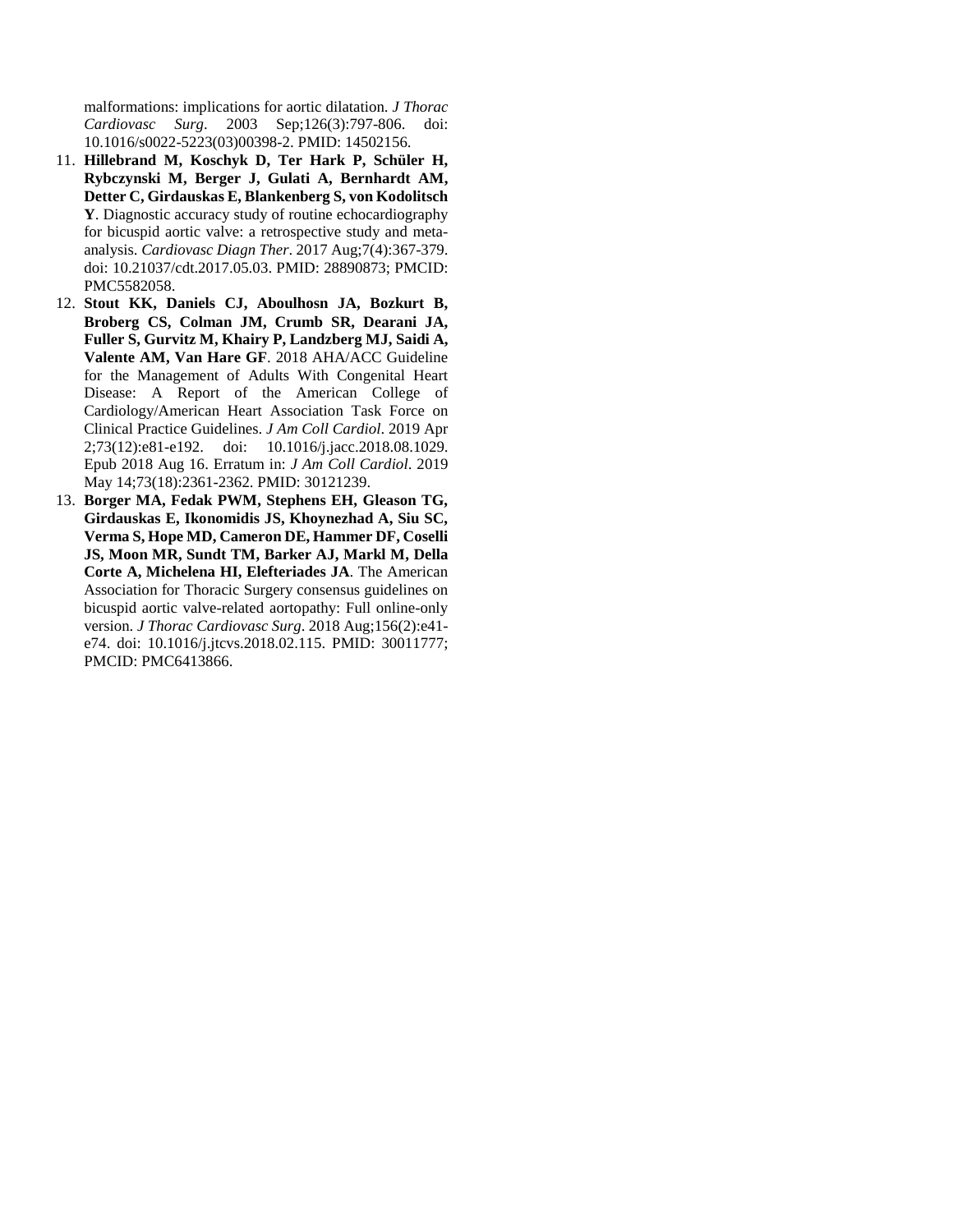malformations: implications for aortic dilatation. *J Thorac Cardiovasc Surg*. 2003 Sep;126(3):797-806. doi: 10.1016/s0022-5223(03)00398-2. PMID: 14502156.

11. **Hillebrand M, Koschyk D, Ter Hark P, Schüler H, Rybczynski M, Berger J, Gulati A, Bernhardt AM, Detter C, Girdauskas E, Blankenberg S, von Kodolitsch Y**. Diagnostic accuracy study of routine echocardiography for bicuspid aortic valve: a retrospective study and meta-analysis. *Cardiovasc Diagn Ther*. 2017 Aug;7(4):367-379. doi: 10.21037/cdt.2017.05.03. PMID: 28890873; PMCID: PMC5582058.
12. **Stout KK, Daniels CJ, Aboulhosn JA, Bozkurt B, Broberg CS, Colman JM, Crumb SR, Dearani JA, Fuller S, Gurvitz M, Khairy P, Landzberg MJ, Saidi A, Valente AM, Van Hare GF**. 2018 AHA/ACC Guideline for the Management of Adults With Congenital Heart Disease: A Report of the American College of Cardiology/American Heart Association Task Force on Clinical Practice Guidelines. *J Am Coll Cardiol*. 2019 Apr 2;73(12):e81-e192. doi: 10.1016/j.jacc.2018.08.1029. Epub 2018 Aug 16. Erratum in: *J Am Coll Cardiol*. 2019 May 14;73(18):2361-2362. PMID: 30121239.
13. **Borger MA, Fedak PWM, Stephens EH, Gleason TG, Girdauskas E, Ikonomidis JS, Khoynezhad A, Siu SC, Verma S, Hope MD, Cameron DE, Hammer DF, Coselli JS, Moon MR, Sundt TM, Barker AJ, Markl M, Della Corte A, Michelena HI, Elefteriades JA**. The American Association for Thoracic Surgery consensus guidelines on bicuspid aortic valve-related aortopathy: Full online-only version. *J Thorac Cardiovasc Surg*. 2018 Aug;156(2):e41-e74. doi: 10.1016/j.jtcvs.2018.02.115. PMID: 30011777; PMCID: PMC6413866.